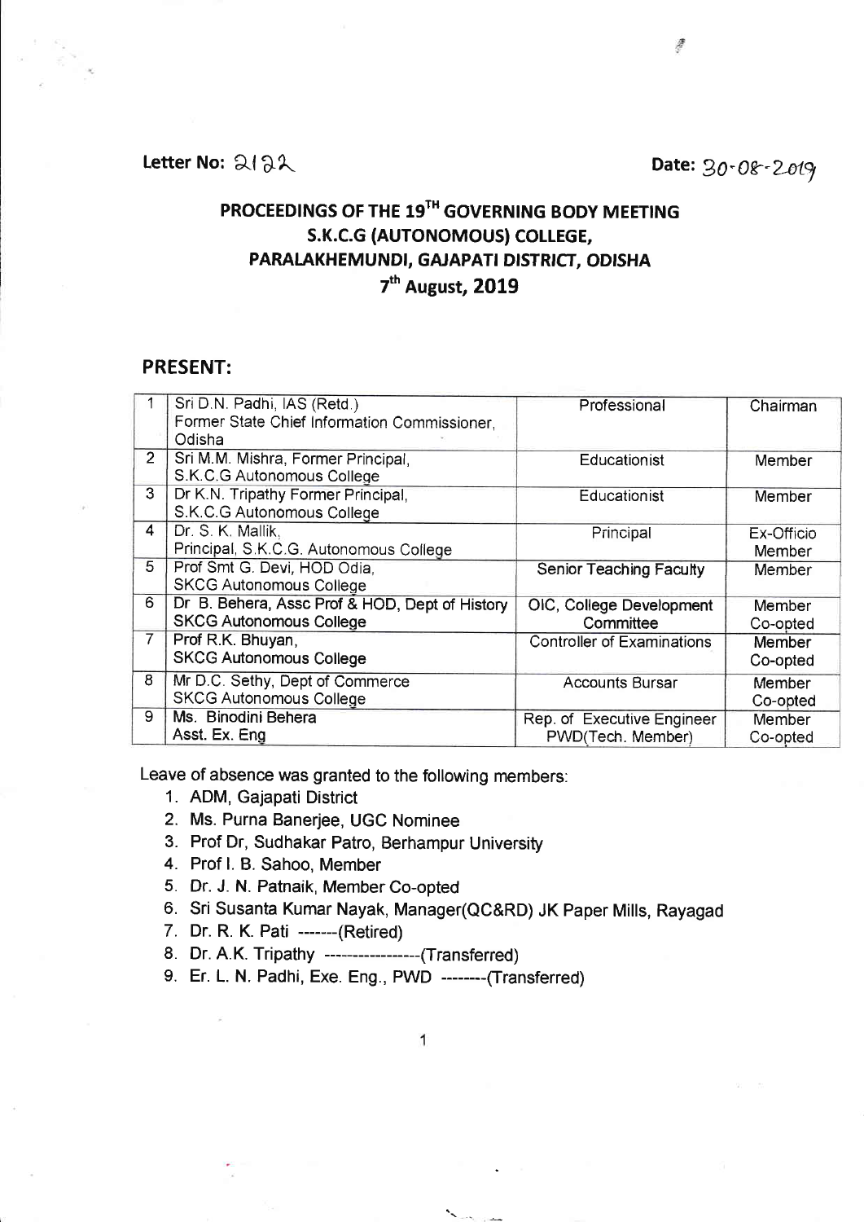Letter No: 2122

Date: 30-08-2019

# PROCEEDINGS OF THE 19TH GOVERNING BODY MEETING S.K.C.G (AUTONOMOUS) COLLEGE, PARALAKHEMUNDI, GAJAPATI DISTRICT, ODISHA 7th August, 2019

## PRESENT:

| | | | |
|---|---|---|---|
| 1 | Sri D.N. Padhi, IAS (Retd.) Former State Chief Information Commissioner, Odisha | Professional | Chairman |
| 2 | Sri M.M. Mishra, Former Principal, S.K.C.G Autonomous College | Educationist | Member |
| 3 | Dr K.N. Tripathy Former Principal, S.K.C.G Autonomous College | Educationist | Member |
| 4 | Dr. S. K. Mallik, Principal, S.K.C.G. Autonomous College | Principal | Ex-Officio Member |
| 5 | Prof Smt G. Devi, HOD Odia, SKCG Autonomous College | Senior Teaching Faculty | Member |
| 6 | Dr B. Behera, Assc Prof & HOD, Dept of History SKCG Autonomous College | OIC, College Development Committee | Member Co-opted |
| 7 | Prof R.K. Bhuyan, SKCG Autonomous College | Controller of Examinations | Member Co-opted |
| 8 | Mr D.C. Sethy, Dept of Commerce SKCG Autonomous College | Accounts Bursar | Member Co-opted |
| 9 | Ms. Binodini Behera Asst. Ex. Eng | Rep. of Executive Engineer PWD(Tech. Member) | Member Co-opted |

Leave of absence was granted to the following members:

1. ADM, Gajapati District
2. Ms. Purna Banerjee, UGC Nominee
3. Prof Dr, Sudhakar Patro, Berhampur University
4. Prof I. B. Sahoo, Member
5. Dr. J. N. Patnaik, Member Co-opted
6. Sri Susanta Kumar Nayak, Manager(QC&RD) JK Paper Mills, Rayagad
7. Dr. R. K. Pati -------(Retired)
8. Dr. A.K. Tripathy -----------------(Transferred)
9. Er. L. N. Padhi, Exe. Eng., PWD --------(Transferred)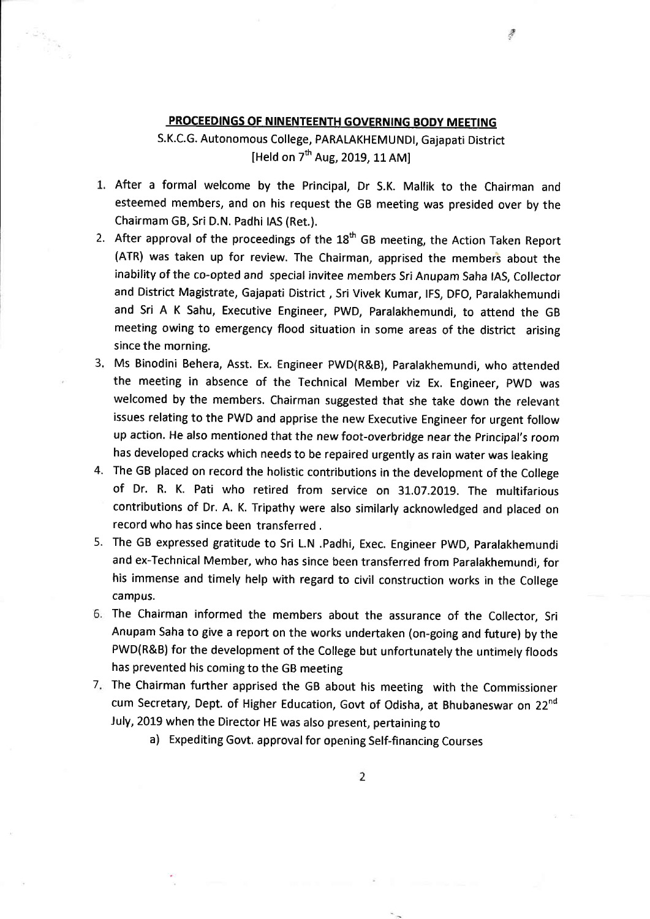## PROCEEDINGS OF NINENTEENTH GOVERNING BODY MEETING

S.K.C.G. Autonomous College, PARALAKHEMUNDI, Gajapati District
[Held on 7th Aug, 2019, 11 AM]

1. After a formal welcome by the Principal, Dr S.K. Mallik to the Chairman and esteemed members, and on his request the GB meeting was presided over by the Chairmam GB, Sri D.N. Padhi IAS (Ret.).
2. After approval of the proceedings of the 18th GB meeting, the Action Taken Report (ATR) was taken up for review. The Chairman, apprised the members about the inability of the co-opted and special invitee members Sri Anupam Saha IAS, Collector and District Magistrate, Gajapati District , Sri Vivek Kumar, IFS, DFO, Paralakhemundi and Sri A K Sahu, Executive Engineer, PWD, Paralakhemundi, to attend the GB meeting owing to emergency flood situation in some areas of the district arising since the morning.
3. Ms Binodini Behera, Asst. Ex. Engineer PWD(R&B), Paralakhemundi, who attended the meeting in absence of the Technical Member viz Ex. Engineer, PWD was welcomed by the members. Chairman suggested that she take down the relevant issues relating to the PWD and apprise the new Executive Engineer for urgent follow up action. He also mentioned that the new foot-overbridge near the Principal's room has developed cracks which needs to be repaired urgently as rain water was leaking
4. The GB placed on record the holistic contributions in the development of the College of Dr. R. K. Pati who retired from service on 31.07.2019. The multifarious contributions of Dr. A. K. Tripathy were also similarly acknowledged and placed on record who has since been transferred .
5. The GB expressed gratitude to Sri L.N .Padhi, Exec. Engineer PWD, Paralakhemundi and ex-Technical Member, who has since been transferred from Paralakhemundi, for his immense and timely help with regard to civil construction works in the College campus.
6. The Chairman informed the members about the assurance of the Collector, Sri Anupam Saha to give a report on the works undertaken (on-going and future) by the PWD(R&B) for the development of the College but unfortunately the untimely floods has prevented his coming to the GB meeting
7. The Chairman further apprised the GB about his meeting with the Commissioner cum Secretary, Dept. of Higher Education, Govt of Odisha, at Bhubaneswar on 22nd July, 2019 when the Director HE was also present, pertaining to
   a) Expediting Govt. approval for opening Self-financing Courses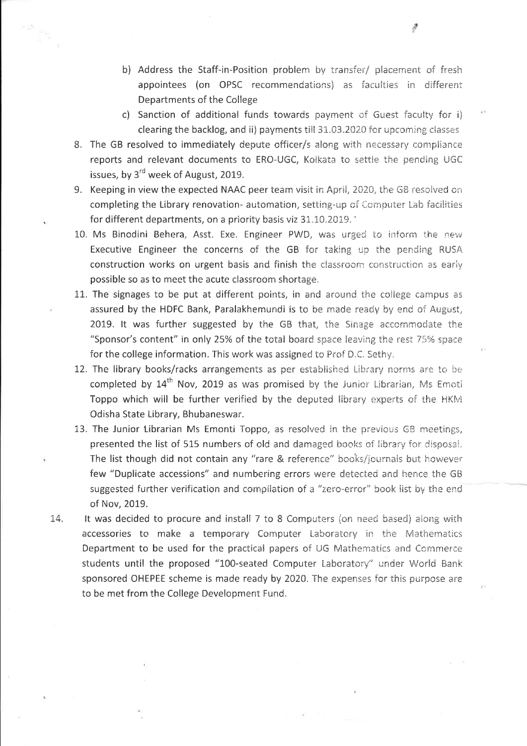b) Address the Staff-in-Position problem by transfer/ placement of fresh appointees (on OPSC recommendations) as faculties in different Departments of the College

c) Sanction of additional funds towards payment of Guest faculty for i) clearing the backlog, and ii) payments till 31.03.2020 for upcoming classes

8. The GB resolved to immediately depute officer/s along with necessary compliance reports and relevant documents to ERO-UGC, Kolkata to settle the pending UGC issues, by 3rd week of August, 2019.

9. Keeping in view the expected NAAC peer team visit in April, 2020, the GB resolved on completing the Library renovation- automation, setting-up of Computer Lab facilities for different departments, on a priority basis viz 31.10.2019.

10. Ms Binodini Behera, Asst. Exe. Engineer PWD, was urged to inform the new Executive Engineer the concerns of the GB for taking up the pending RUSA construction works on urgent basis and finish the classroom construction as early possible so as to meet the acute classroom shortage.

11. The signages to be put at different points, in and around the college campus as assured by the HDFC Bank, Paralakhemundi is to be made ready by end of August, 2019. It was further suggested by the GB that, the Sinage accommodate the "Sponsor's content" in only 25% of the total board space leaving the rest 75% space for the college information. This work was assigned to Prof D.C. Sethy.

12. The library books/racks arrangements as per established Library norms are to be completed by 14th Nov, 2019 as was promised by the Junior Librarian, Ms Emoti Toppo which will be further verified by the deputed library experts of the HKM Odisha State Library, Bhubaneswar.

13. The Junior Librarian Ms Emonti Toppo, as resolved in the previous GB meetings, presented the list of 515 numbers of old and damaged books of library for disposal. The list though did not contain any "rare & reference" books/journals but however few "Duplicate accessions" and numbering errors were detected and hence the GB suggested further verification and compilation of a "zero-error" book list by the end of Nov, 2019.

14. It was decided to procure and install 7 to 8 Computers (on need based) along with accessories to make a temporary Computer Laboratory in the Mathematics Department to be used for the practical papers of UG Mathematics and Commerce students until the proposed "100-seated Computer Laboratory" under World Bank sponsored OHEPEE scheme is made ready by 2020. The expenses for this purpose are to be met from the College Development Fund.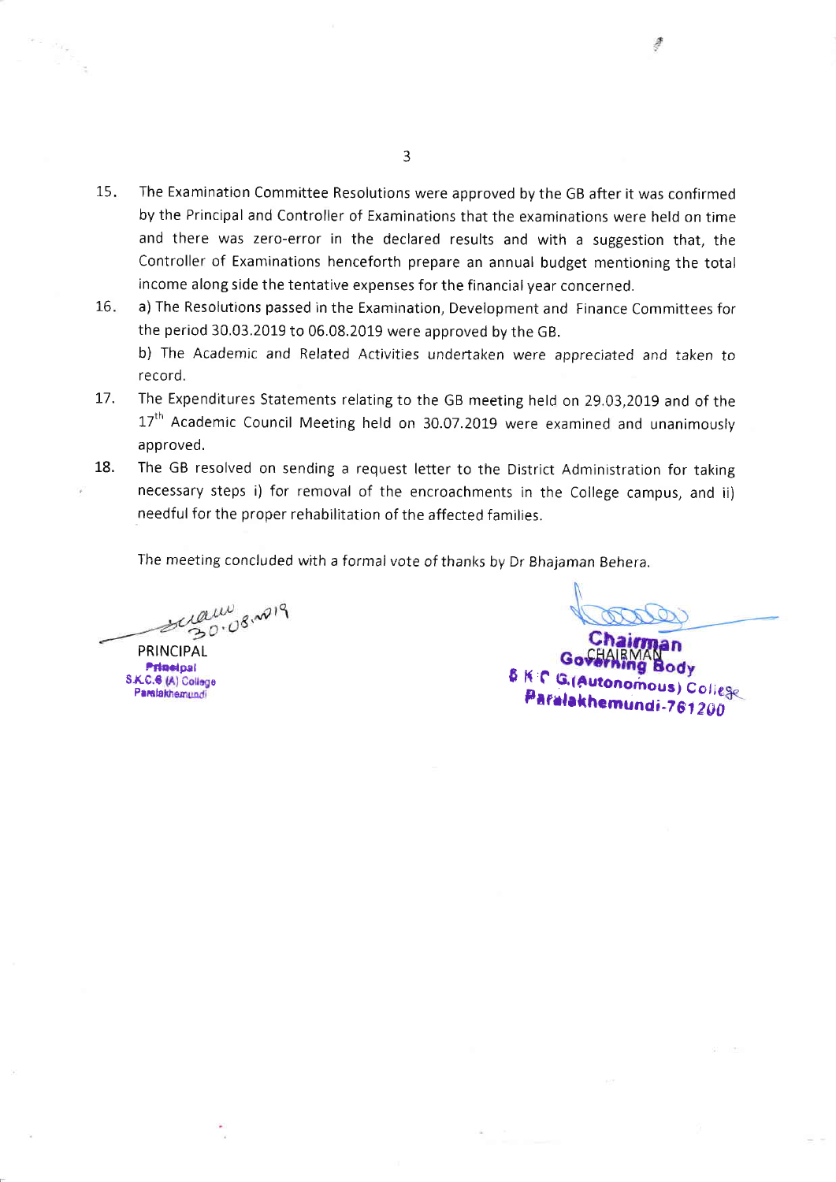15. The Examination Committee Resolutions were approved by the GB after it was confirmed by the Principal and Controller of Examinations that the examinations were held on time and there was zero-error in the declared results and with a suggestion that, the Controller of Examinations henceforth prepare an annual budget mentioning the total income along side the tentative expenses for the financial year concerned.
16. a) The Resolutions passed in the Examination, Development and Finance Committees for the period 30.03.2019 to 06.08.2019 were approved by the GB.

    b) The Academic and Related Activities undertaken were appreciated and taken to record.
17. The Expenditures Statements relating to the GB meeting held on 29.03,2019 and of the 17th Academic Council Meeting held on 30.07.2019 were examined and unanimously approved.
18. The GB resolved on sending a request letter to the District Administration for taking necessary steps i) for removal of the encroachments in the College campus, and ii) needful for the proper rehabilitation of the affected families.

The meeting concluded with a formal vote of thanks by Dr Bhajaman Behera.

30.08.2019

PRINCIPAL

Principal
S.K.C.G (A) College
Paralakhemundi

CHAIRMAN

Chairman
Governing Body
S K C G.(Autonomous) College
Paralakhemundi-761200